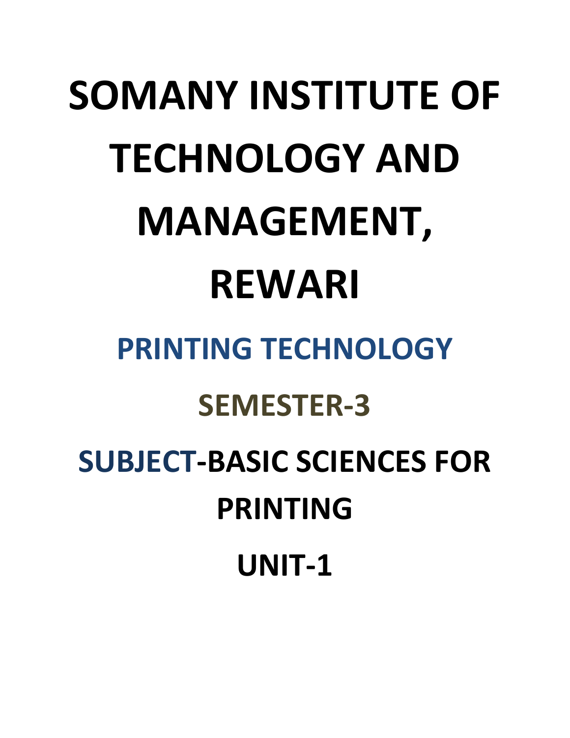# SOMANY INSTITUTE OF TECHNOLOGY AND MANAGEMENT, REWARI

## PRINTING TECHNOLOGY

## SEMESTER-3

## SUBJECT-BASIC SCIENCES FOR PRINTING

## UNIT-1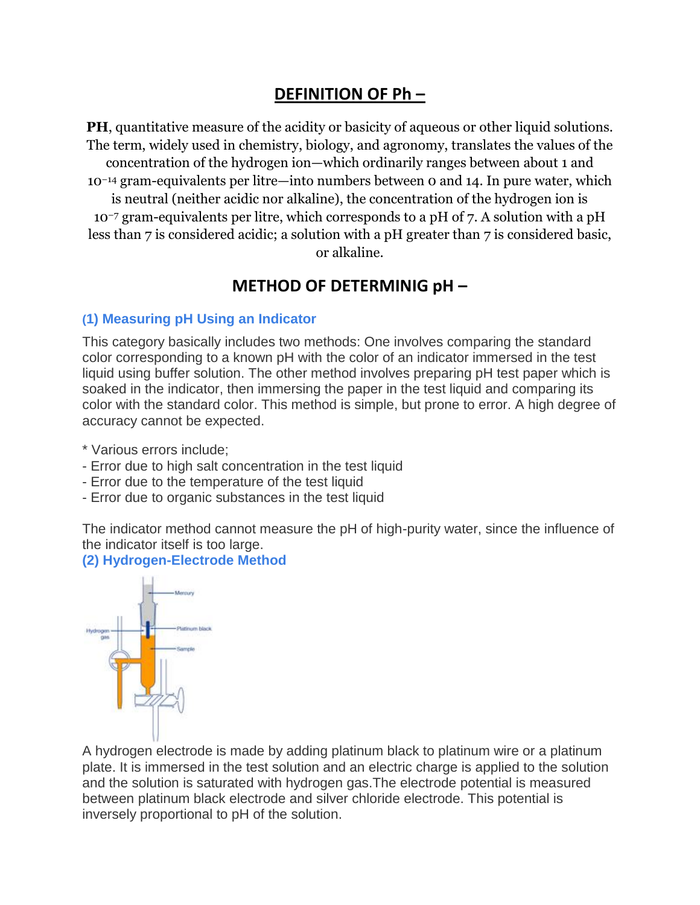# DEFINITION OF Ph –

**PH**, quantitative measure of the acidity or basicity of aqueous or other liquid solutions. The term, widely used in chemistry, biology, and agronomy, translates the values of the concentration of the hydrogen ion—which ordinarily ranges between about 1 and $10^{-14}$ gram-equivalents per litre—into numbers between 0 and 14. In pure water, which is neutral (neither acidic nor alkaline), the concentration of the hydrogen ion is $10^{-7}$ gram-equivalents per litre, which corresponds to a pH of 7. A solution with a pH less than 7 is considered acidic; a solution with a pH greater than 7 is considered basic, or alkaline.

## METHOD OF DETERMINIG pH –

### (1) Measuring pH Using an Indicator

This category basically includes two methods: One involves comparing the standard color corresponding to a known pH with the color of an indicator immersed in the test liquid using buffer solution. The other method involves preparing pH test paper which is soaked in the indicator, then immersing the paper in the test liquid and comparing its color with the standard color. This method is simple, but prone to error. A high degree of accuracy cannot be expected.

* Various errors include;
- Error due to high salt concentration in the test liquid
- Error due to the temperature of the test liquid
- Error due to organic substances in the test liquid

The indicator method cannot measure the pH of high-purity water, since the influence of the indicator itself is too large.

### (2) Hydrogen-Electrode Method

Mercury

Hydrogen gas

Platinum black

Sample

A hydrogen electrode is made by adding platinum black to platinum wire or a platinum plate. It is immersed in the test solution and an electric charge is applied to the solution and the solution is saturated with hydrogen gas.The electrode potential is measured between platinum black electrode and silver chloride electrode. This potential is inversely proportional to pH of the solution.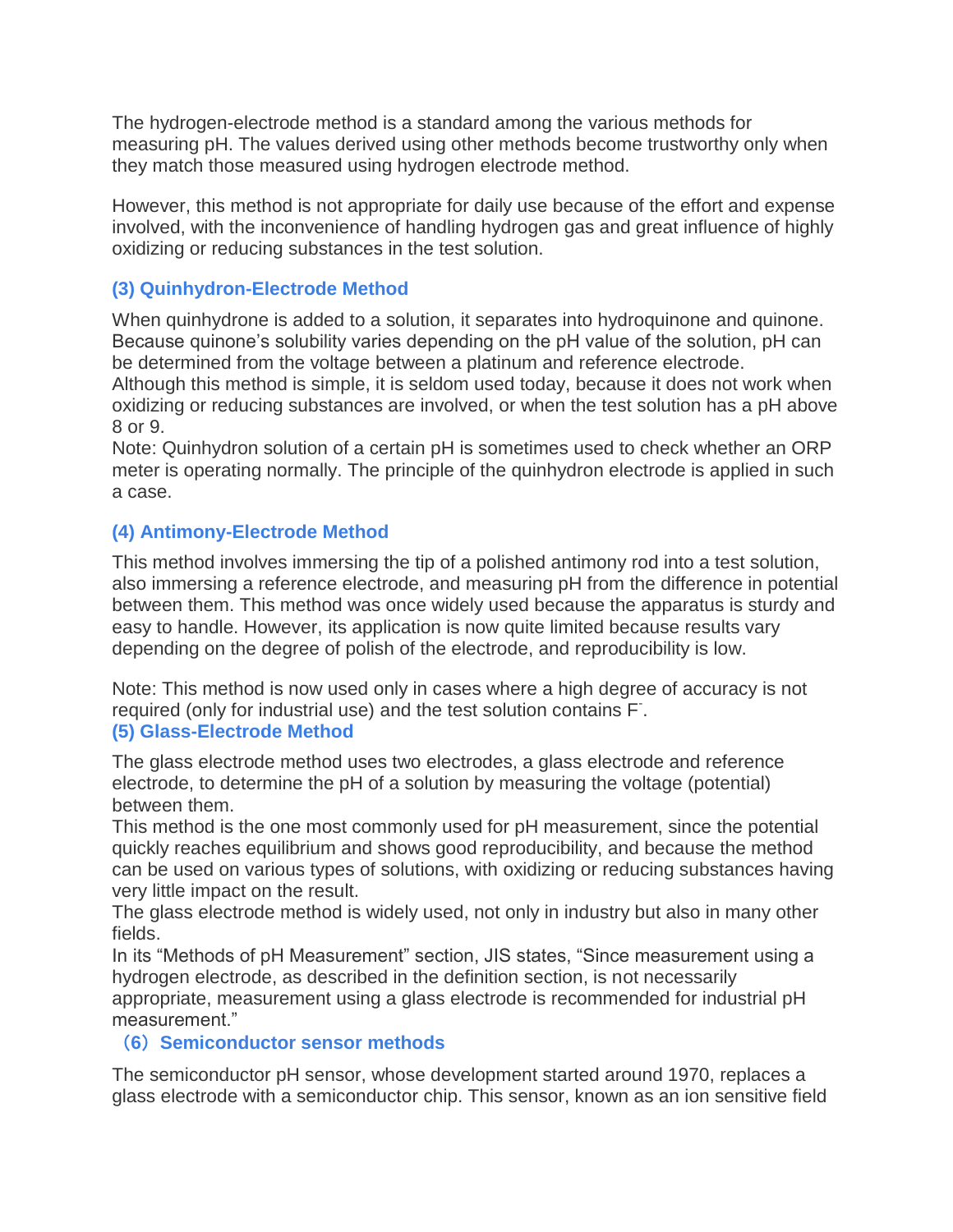The hydrogen-electrode method is a standard among the various methods for measuring pH. The values derived using other methods become trustworthy only when they match those measured using hydrogen electrode method.

However, this method is not appropriate for daily use because of the effort and expense involved, with the inconvenience of handling hydrogen gas and great influence of highly oxidizing or reducing substances in the test solution.

### (3) Quinhydron-Electrode Method

When quinhydrone is added to a solution, it separates into hydroquinone and quinone. Because quinone's solubility varies depending on the pH value of the solution, pH can be determined from the voltage between a platinum and reference electrode.
Although this method is simple, it is seldom used today, because it does not work when oxidizing or reducing substances are involved, or when the test solution has a pH above 8 or 9.
Note: Quinhydron solution of a certain pH is sometimes used to check whether an ORP meter is operating normally. The principle of the quinhydron electrode is applied in such a case.

### (4) Antimony-Electrode Method

This method involves immersing the tip of a polished antimony rod into a test solution, also immersing a reference electrode, and measuring pH from the difference in potential between them. This method was once widely used because the apparatus is sturdy and easy to handle. However, its application is now quite limited because results vary depending on the degree of polish of the electrode, and reproducibility is low.

Note: This method is now used only in cases where a high degree of accuracy is not required (only for industrial use) and the test solution contains $F^-$.

### (5) Glass-Electrode Method

The glass electrode method uses two electrodes, a glass electrode and reference electrode, to determine the pH of a solution by measuring the voltage (potential) between them.
This method is the one most commonly used for pH measurement, since the potential quickly reaches equilibrium and shows good reproducibility, and because the method can be used on various types of solutions, with oxidizing or reducing substances having very little impact on the result.
The glass electrode method is widely used, not only in industry but also in many other fields.
In its "Methods of pH Measurement" section, JIS states, "Since measurement using a hydrogen electrode, as described in the definition section, is not necessarily appropriate, measurement using a glass electrode is recommended for industrial pH measurement."

### （6）Semiconductor sensor methods

The semiconductor pH sensor, whose development started around 1970, replaces a glass electrode with a semiconductor chip. This sensor, known as an ion sensitive field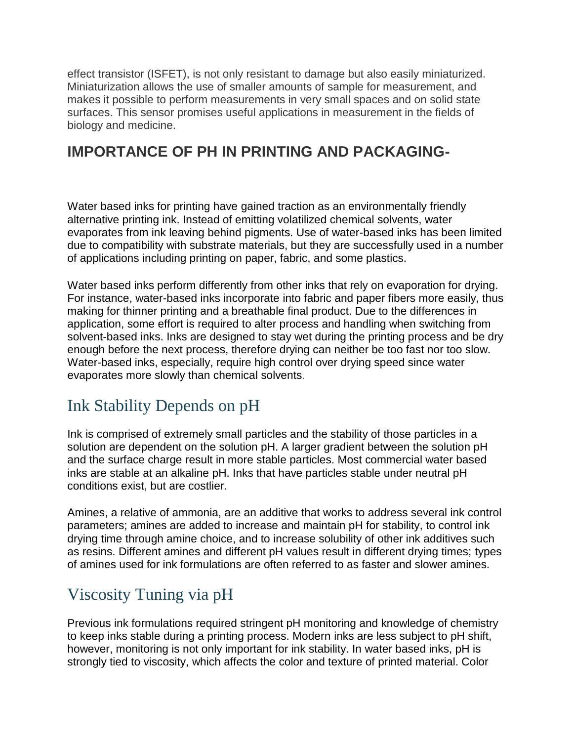effect transistor (ISFET), is not only resistant to damage but also easily miniaturized. Miniaturization allows the use of smaller amounts of sample for measurement, and makes it possible to perform measurements in very small spaces and on solid state surfaces. This sensor promises useful applications in measurement in the fields of biology and medicine.

## IMPORTANCE OF PH IN PRINTING AND PACKAGING-

Water based inks for printing have gained traction as an environmentally friendly alternative printing ink. Instead of emitting volatilized chemical solvents, water evaporates from ink leaving behind pigments. Use of water-based inks has been limited due to compatibility with substrate materials, but they are successfully used in a number of applications including printing on paper, fabric, and some plastics.

Water based inks perform differently from other inks that rely on evaporation for drying. For instance, water-based inks incorporate into fabric and paper fibers more easily, thus making for thinner printing and a breathable final product. Due to the differences in application, some effort is required to alter process and handling when switching from solvent-based inks. Inks are designed to stay wet during the printing process and be dry enough before the next process, therefore drying can neither be too fast nor too slow. Water-based inks, especially, require high control over drying speed since water evaporates more slowly than chemical solvents.

## Ink Stability Depends on pH

Ink is comprised of extremely small particles and the stability of those particles in a solution are dependent on the solution pH. A larger gradient between the solution pH and the surface charge result in more stable particles. Most commercial water based inks are stable at an alkaline pH. Inks that have particles stable under neutral pH conditions exist, but are costlier.

Amines, a relative of ammonia, are an additive that works to address several ink control parameters; amines are added to increase and maintain pH for stability, to control ink drying time through amine choice, and to increase solubility of other ink additives such as resins. Different amines and different pH values result in different drying times; types of amines used for ink formulations are often referred to as faster and slower amines.

## Viscosity Tuning via pH

Previous ink formulations required stringent pH monitoring and knowledge of chemistry to keep inks stable during a printing process. Modern inks are less subject to pH shift, however, monitoring is not only important for ink stability. In water based inks, pH is strongly tied to viscosity, which affects the color and texture of printed material. Color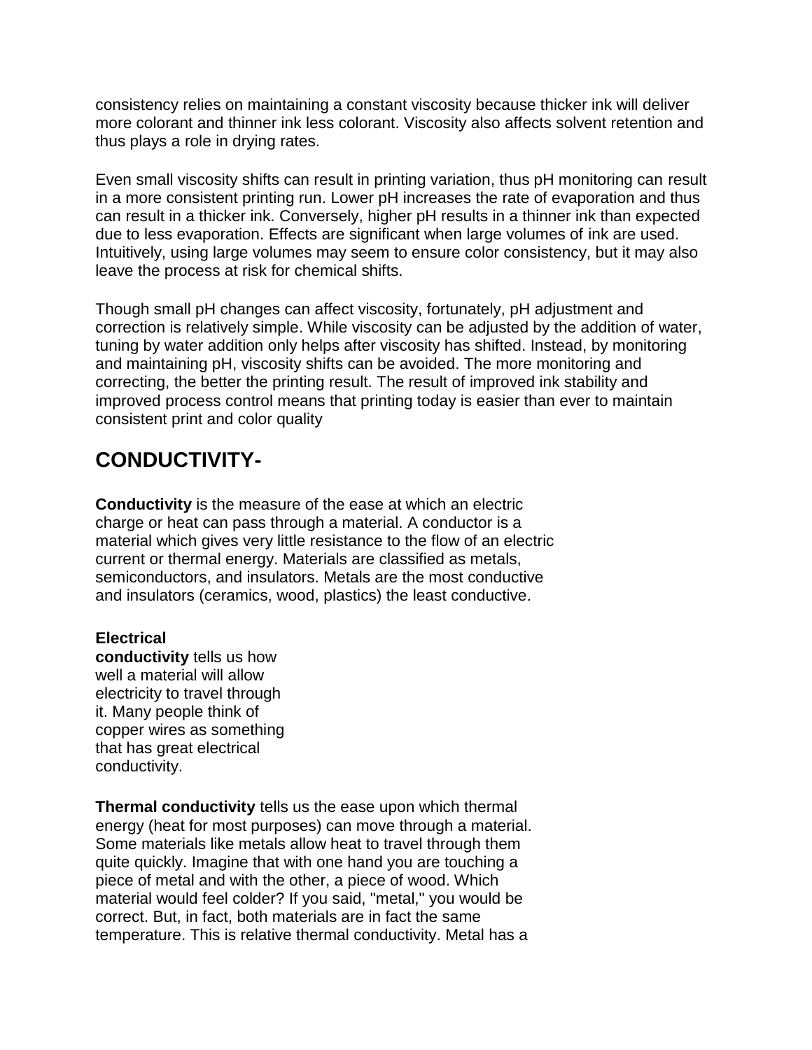consistency relies on maintaining a constant viscosity because thicker ink will deliver more colorant and thinner ink less colorant. Viscosity also affects solvent retention and thus plays a role in drying rates.

Even small viscosity shifts can result in printing variation, thus pH monitoring can result in a more consistent printing run. Lower pH increases the rate of evaporation and thus can result in a thicker ink. Conversely, higher pH results in a thinner ink than expected due to less evaporation. Effects are significant when large volumes of ink are used. Intuitively, using large volumes may seem to ensure color consistency, but it may also leave the process at risk for chemical shifts.

Though small pH changes can affect viscosity, fortunately, pH adjustment and correction is relatively simple. While viscosity can be adjusted by the addition of water, tuning by water addition only helps after viscosity has shifted. Instead, by monitoring and maintaining pH, viscosity shifts can be avoided. The more monitoring and correcting, the better the printing result. The result of improved ink stability and improved process control means that printing today is easier than ever to maintain consistent print and color quality

## CONDUCTIVITY-

**Conductivity** is the measure of the ease at which an electric charge or heat can pass through a material. A conductor is a material which gives very little resistance to the flow of an electric current or thermal energy. Materials are classified as metals, semiconductors, and insulators. Metals are the most conductive and insulators (ceramics, wood, plastics) the least conductive.

**Electrical conductivity** tells us how well a material will allow electricity to travel through it. Many people think of copper wires as something that has great electrical conductivity.

**Thermal conductivity** tells us the ease upon which thermal energy (heat for most purposes) can move through a material. Some materials like metals allow heat to travel through them quite quickly. Imagine that with one hand you are touching a piece of metal and with the other, a piece of wood. Which material would feel colder? If you said, "metal," you would be correct. But, in fact, both materials are in fact the same temperature. This is relative thermal conductivity. Metal has a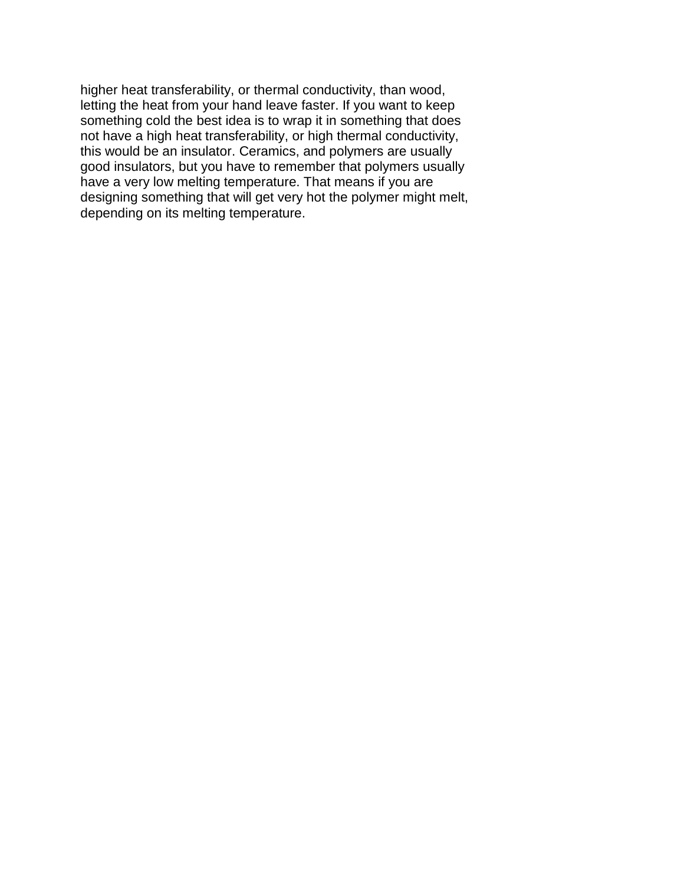higher heat transferability, or thermal conductivity, than wood, letting the heat from your hand leave faster. If you want to keep something cold the best idea is to wrap it in something that does not have a high heat transferability, or high thermal conductivity, this would be an insulator. Ceramics, and polymers are usually good insulators, but you have to remember that polymers usually have a very low melting temperature. That means if you are designing something that will get very hot the polymer might melt, depending on its melting temperature.